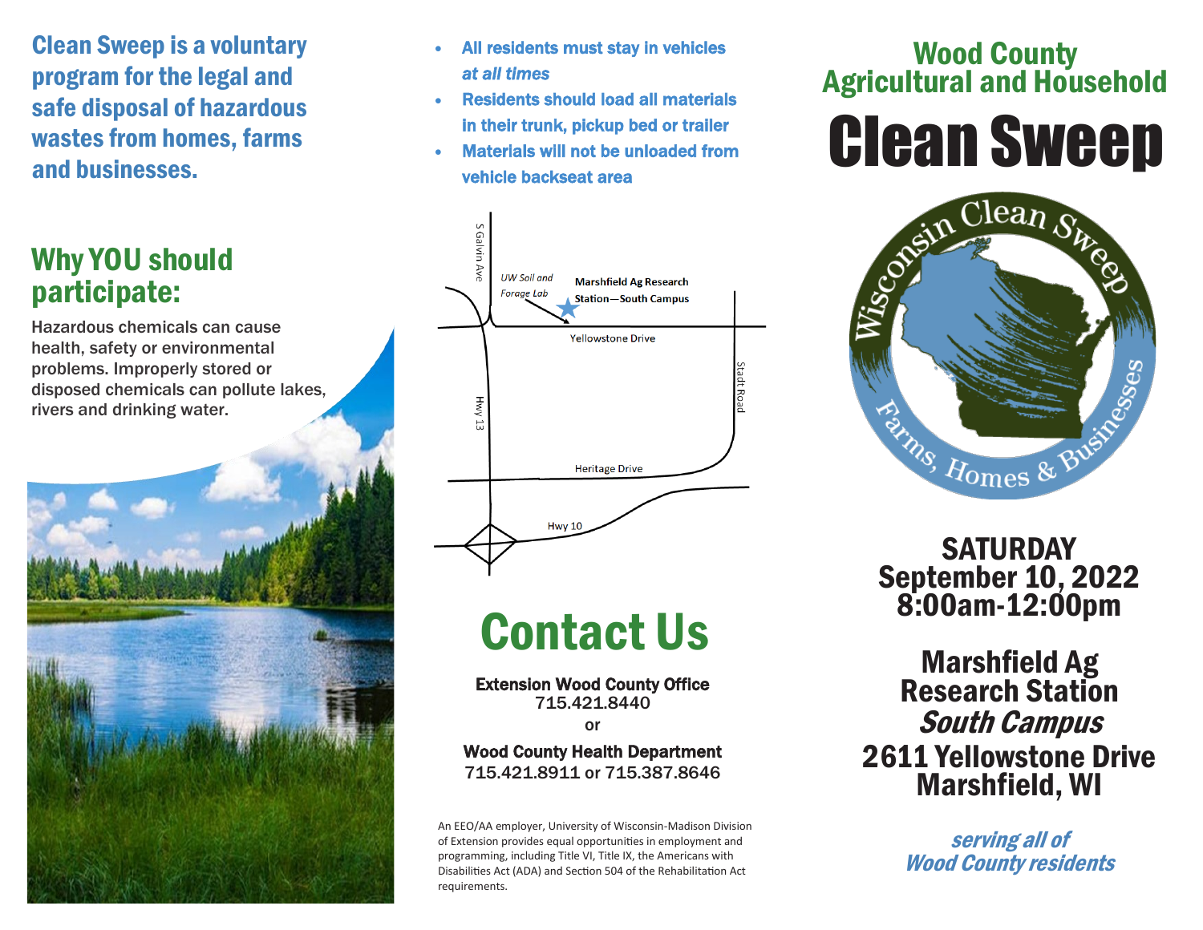**Clean Sweep is a voluntary program for the legal and safe disposal of hazardous wastes from homes, farms and businesses.**

## Why YOU should participate:

Hazardous chemicals can cause health, safety or environmental problems. Improperly stored or disposed chemicals can pollute lakes, rivers and drinking water.

- **All residents must stay in vehicles *at all times***
- **Residents should load all materials in their trunk, pickup bed or trailer**
- **Materials will not be unloaded from vehicle backseat area**

S Galvin Ave

*UW Soil and Forage Lab*

**Marshfield Ag Research Station—South Campus**

Yellowstone Drive

Stadt Road

Hwy 13

Heritage Drive

Hwy 10

# Contact Us

**Extension Wood County Office**
715.421.8440

or

**Wood County Health Department**
715.421.8911 or 715.387.8646

An EEO/AA employer, University of Wisconsin-Madison Division of Extension provides equal opportunities in employment and programming, including Title VI, Title IX, the Americans with Disabilities Act (ADA) and Section 504 of the Rehabilitation Act requirements.

## Wood County Agricultural and Household

# Clean Sweep

Wisconsin Clean Sweep

Farms, Homes & Businesses

**SATURDAY**
**September 10, 2022**
**8:00am-12:00pm**

**Marshfield Ag Research Station**
***South Campus***
**2611 Yellowstone Drive**
**Marshfield, WI**

***serving all of Wood County residents***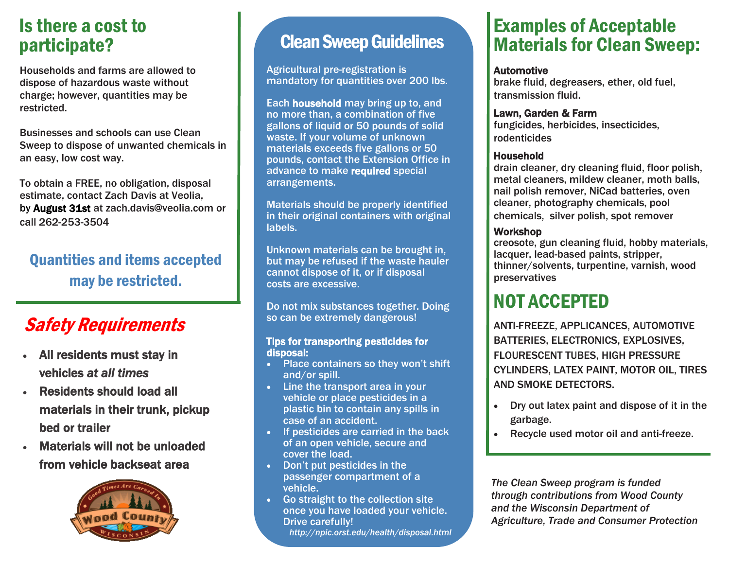## Is there a cost to participate?

Households and farms are allowed to dispose of hazardous waste without charge; however, quantities may be restricted.

Businesses and schools can use Clean Sweep to dispose of unwanted chemicals in an easy, low cost way.

To obtain a FREE, no obligation, disposal estimate, contact Zach Davis at Veolia, by **August 31st** at zach.davis@veolia.com or call 262-253-3504

### Quantities and items accepted may be restricted.

## *Safety Requirements*

- **All residents must stay in vehicles *at all times***
- **Residents should load all materials in their trunk, pickup bed or trailer**
- **Materials will not be unloaded from vehicle backseat area**

## Clean Sweep Guidelines

Agricultural pre-registration is mandatory for quantities over 200 lbs.

Each **household** may bring up to, and no more than, a combination of five gallons of liquid or 50 pounds of solid waste. If your volume of unknown materials exceeds five gallons or 50 pounds, contact the Extension Office in advance to make **required** special arrangements.

Materials should be properly identified in their original containers with original labels.

Unknown materials can be brought in, but may be refused if the waste hauler cannot dispose of it, or if disposal costs are excessive.

Do not mix substances together. Doing so can be extremely dangerous!

**Tips for transporting pesticides for disposal:**

- Place containers so they won't shift and/or spill.
- Line the transport area in your vehicle or place pesticides in a plastic bin to contain any spills in case of an accident.
- If pesticides are carried in the back of an open vehicle, secure and cover the load.
- Don't put pesticides in the passenger compartment of a vehicle.
- Go straight to the collection site once you have loaded your vehicle. Drive carefully!

*http://npic.orst.edu/health/disposal.html*

## Examples of Acceptable Materials for Clean Sweep:

**Automotive**
brake fluid, degreasers, ether, old fuel, transmission fluid.

**Lawn, Garden & Farm**
fungicides, herbicides, insecticides, rodenticides

**Household**
drain cleaner, dry cleaning fluid, floor polish, metal cleaners, mildew cleaner, moth balls, nail polish remover, NiCad batteries, oven cleaner, photography chemicals, pool chemicals, silver polish, spot remover

**Workshop**
creosote, gun cleaning fluid, hobby materials, lacquer, lead-based paints, stripper, thinner/solvents, turpentine, varnish, wood preservatives

## NOT ACCEPTED

ANTI-FREEZE, APPLICANCES, AUTOMOTIVE BATTERIES, ELECTRONICS, EXPLOSIVES, FLOURESCENT TUBES, HIGH PRESSURE CYLINDERS, LATEX PAINT, MOTOR OIL, TIRES AND SMOKE DETECTORS.

- Dry out latex paint and dispose of it in the garbage.
- Recycle used motor oil and anti-freeze.

*The Clean Sweep program is funded through contributions from Wood County and the Wisconsin Department of Agriculture, Trade and Consumer Protection*